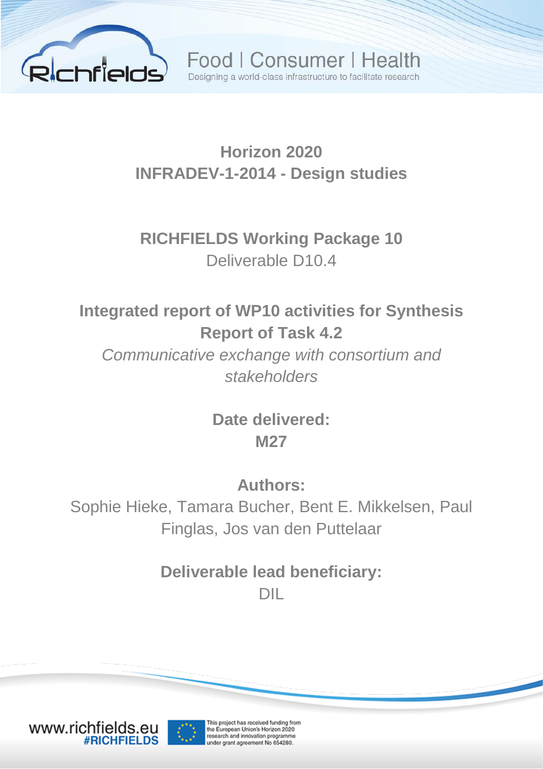Food | Consumer | Health

Designing a world-class infrastructure to facilitate research

**Horizon 2020**
**INFRADEV-1-2014 - Design studies**

**RICHFIELDS Working Package 10**
Deliverable D10.4

# Integrated report of WP10 activities for Synthesis Report of Task 4.2

*Communicative exchange with consortium and stakeholders*

**Date delivered:**
**M27**

**Authors:**
Sophie Hieke, Tamara Bucher, Bent E. Mikkelsen, Paul Finglas, Jos van den Puttelaar

**Deliverable lead beneficiary:**
DIL

www.richfields.eu
#RICHFIELDS

This project has received funding from the European Union's Horizon 2020 research and innovation programme under grant agreement No 654280.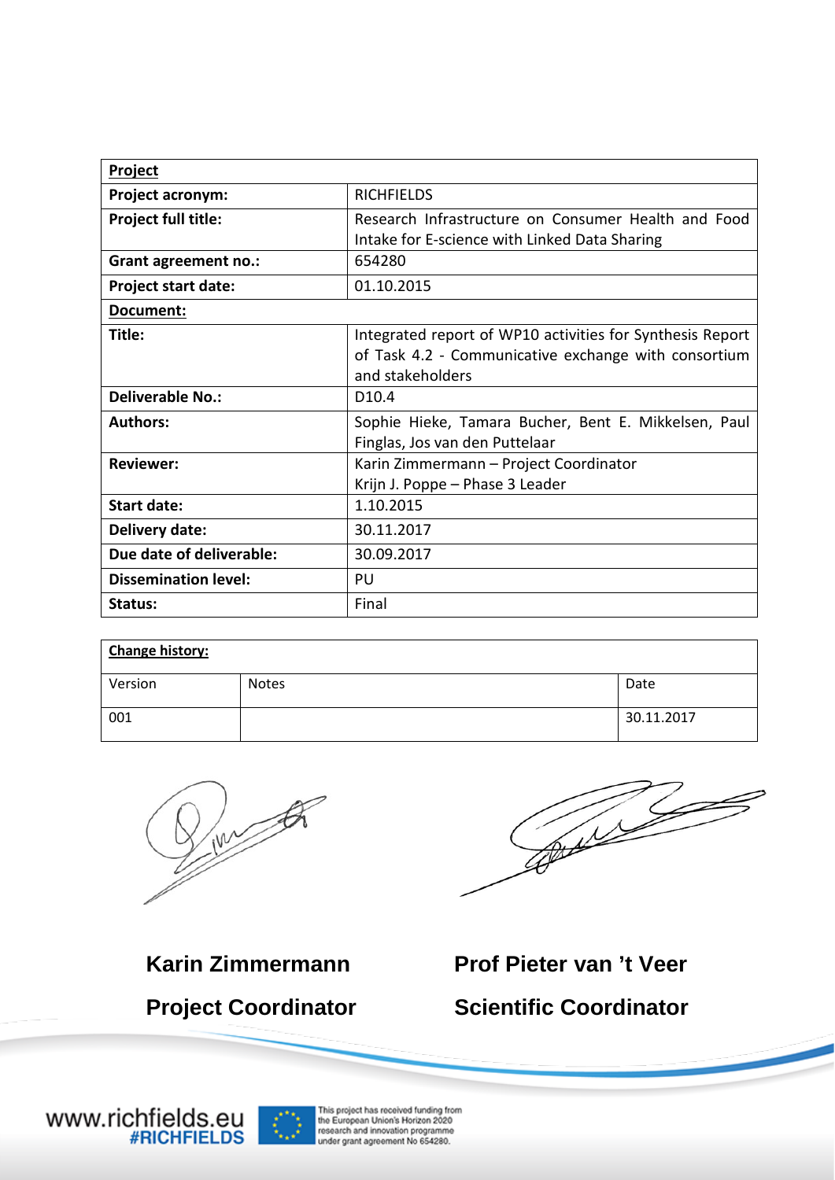| **Project** | |
|---|---|
| **Project acronym:** | RICHFIELDS |
| **Project full title:** | Research Infrastructure on Consumer Health and Food Intake for E-science with Linked Data Sharing |
| **Grant agreement no.:** | 654280 |
| **Project start date:** | 01.10.2015 |
| **Document:** | |
| **Title:** | Integrated report of WP10 activities for Synthesis Report of Task 4.2 - Communicative exchange with consortium and stakeholders |
| **Deliverable No.:** | D10.4 |
| **Authors:** | Sophie Hieke, Tamara Bucher, Bent E. Mikkelsen, Paul Finglas, Jos van den Puttelaar |
| **Reviewer:** | Karin Zimmermann – Project Coordinator<br>Krijn J. Poppe – Phase 3 Leader |
| **Start date:** | 1.10.2015 |
| **Delivery date:** | 30.11.2017 |
| **Due date of deliverable:** | 30.09.2017 |
| **Dissemination level:** | PU |
| **Status:** | Final |

| **Change history:** | | |
|---|---|---|
| Version | Notes | Date |
| 001 | | 30.11.2017 |

**Karin Zimmermann**

**Project Coordinator**

**Prof Pieter van 't Veer**

**Scientific Coordinator**

www.richfields.eu
#RICHFIELDS

This project has received funding from the European Union's Horizon 2020 research and innovation programme under grant agreement No 654280.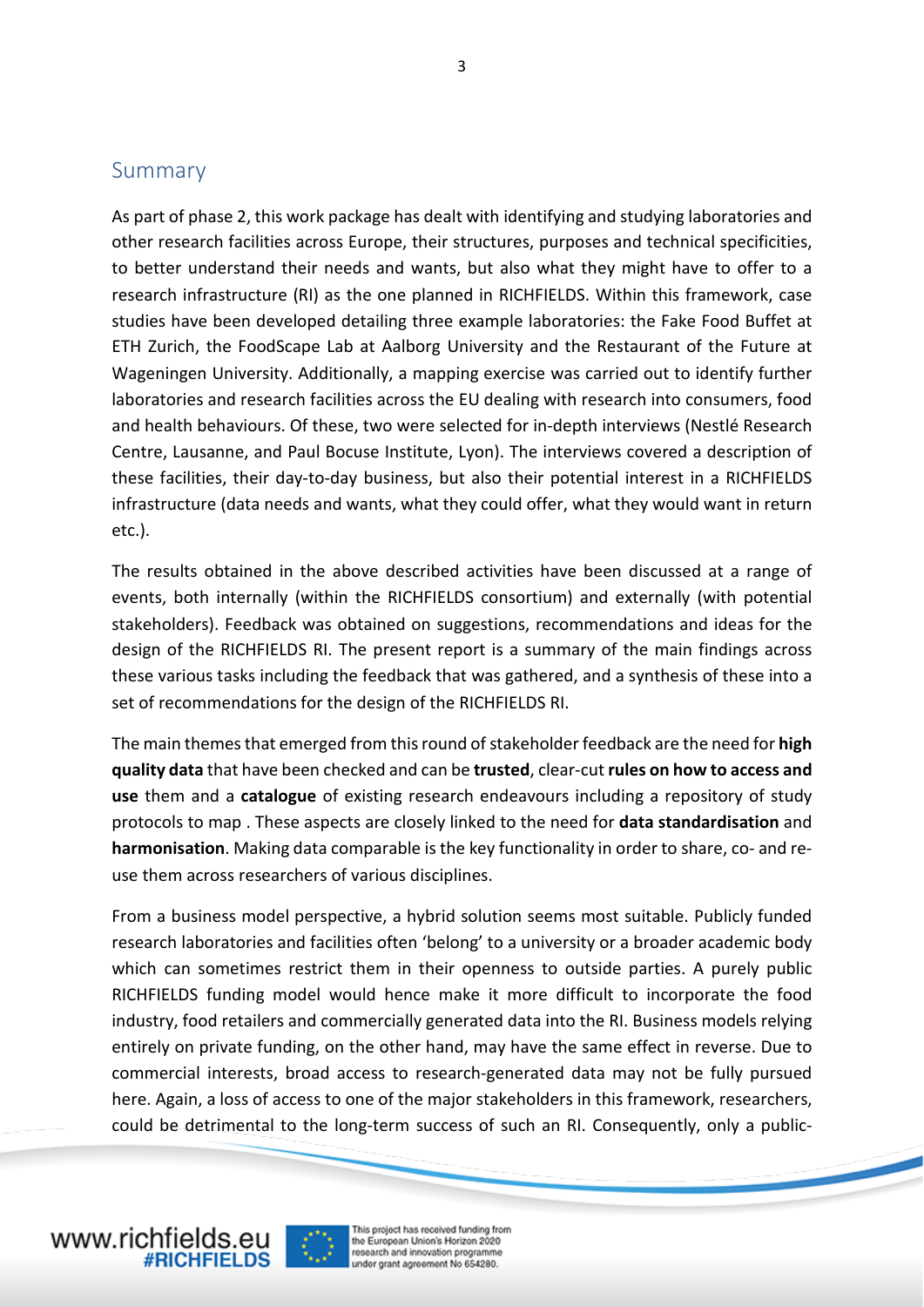## Summary

As part of phase 2, this work package has dealt with identifying and studying laboratories and other research facilities across Europe, their structures, purposes and technical specificities, to better understand their needs and wants, but also what they might have to offer to a research infrastructure (RI) as the one planned in RICHFIELDS. Within this framework, case studies have been developed detailing three example laboratories: the Fake Food Buffet at ETH Zurich, the FoodScape Lab at Aalborg University and the Restaurant of the Future at Wageningen University. Additionally, a mapping exercise was carried out to identify further laboratories and research facilities across the EU dealing with research into consumers, food and health behaviours. Of these, two were selected for in-depth interviews (Nestlé Research Centre, Lausanne, and Paul Bocuse Institute, Lyon). The interviews covered a description of these facilities, their day-to-day business, but also their potential interest in a RICHFIELDS infrastructure (data needs and wants, what they could offer, what they would want in return etc.).

The results obtained in the above described activities have been discussed at a range of events, both internally (within the RICHFIELDS consortium) and externally (with potential stakeholders). Feedback was obtained on suggestions, recommendations and ideas for the design of the RICHFIELDS RI. The present report is a summary of the main findings across these various tasks including the feedback that was gathered, and a synthesis of these into a set of recommendations for the design of the RICHFIELDS RI.

The main themes that emerged from this round of stakeholder feedback are the need for **high quality data** that have been checked and can be **trusted**, clear-cut **rules on how to access and use** them and a **catalogue** of existing research endeavours including a repository of study protocols to map . These aspects are closely linked to the need for **data standardisation** and **harmonisation**. Making data comparable is the key functionality in order to share, co- and re-use them across researchers of various disciplines.

From a business model perspective, a hybrid solution seems most suitable. Publicly funded research laboratories and facilities often 'belong' to a university or a broader academic body which can sometimes restrict them in their openness to outside parties. A purely public RICHFIELDS funding model would hence make it more difficult to incorporate the food industry, food retailers and commercially generated data into the RI. Business models relying entirely on private funding, on the other hand, may have the same effect in reverse. Due to commercial interests, broad access to research-generated data may not be fully pursued here. Again, a loss of access to one of the major stakeholders in this framework, researchers, could be detrimental to the long-term success of such an RI. Consequently, only a public-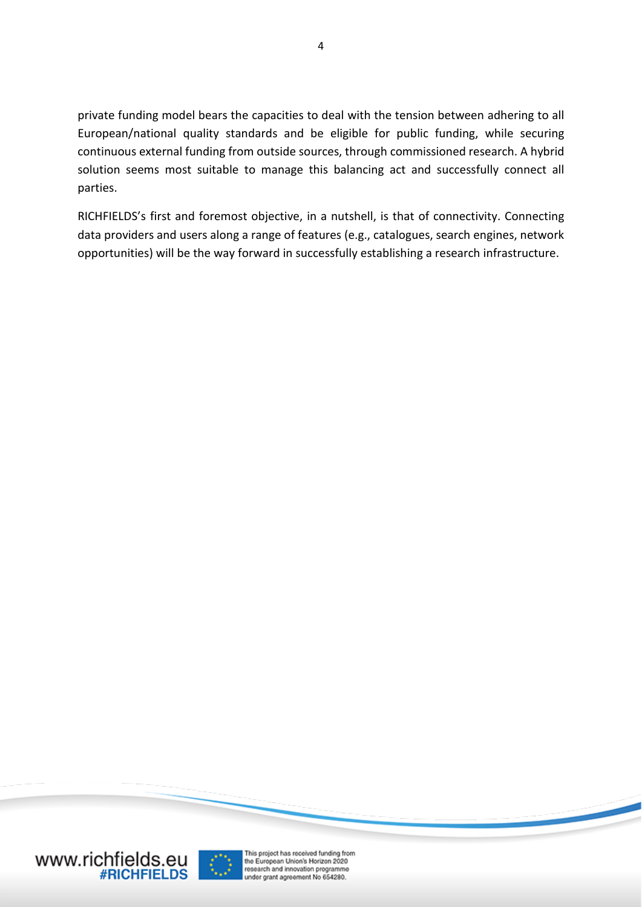private funding model bears the capacities to deal with the tension between adhering to all European/national quality standards and be eligible for public funding, while securing continuous external funding from outside sources, through commissioned research. A hybrid solution seems most suitable to manage this balancing act and successfully connect all parties.

RICHFIELDS's first and foremost objective, in a nutshell, is that of connectivity. Connecting data providers and users along a range of features (e.g., catalogues, search engines, network opportunities) will be the way forward in successfully establishing a research infrastructure.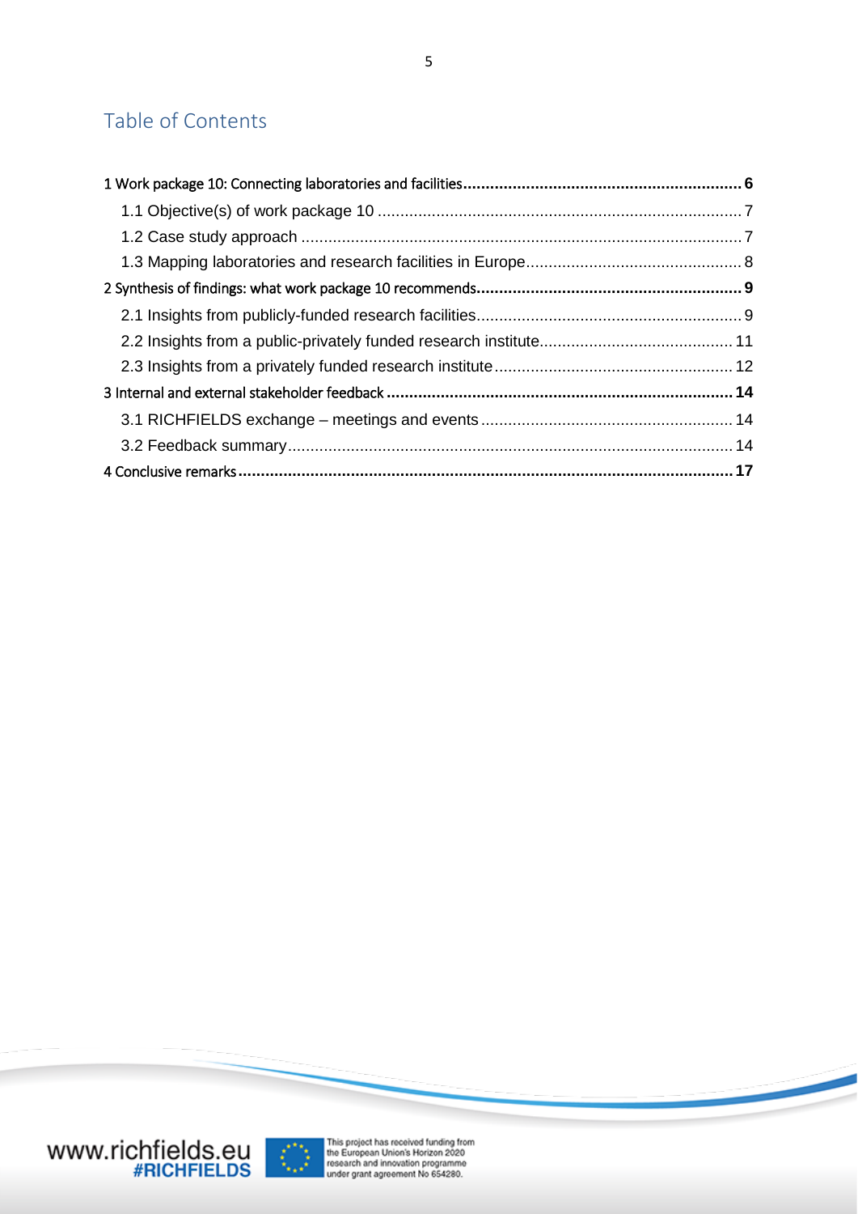# Table of Contents

1 Work package 10: Connecting laboratories and facilities .......... 6
- 1.1 Objective(s) of work package 10 .......... 7
- 1.2 Case study approach .......... 7
- 1.3 Mapping laboratories and research facilities in Europe .......... 8

2 Synthesis of findings: what work package 10 recommends .......... 9
- 2.1 Insights from publicly-funded research facilities .......... 9
- 2.2 Insights from a public-privately funded research institute .......... 11
- 2.3 Insights from a privately funded research institute .......... 12

3 Internal and external stakeholder feedback .......... 14
- 3.1 RICHFIELDS exchange – meetings and events .......... 14
- 3.2 Feedback summary .......... 14

4 Conclusive remarks .......... 17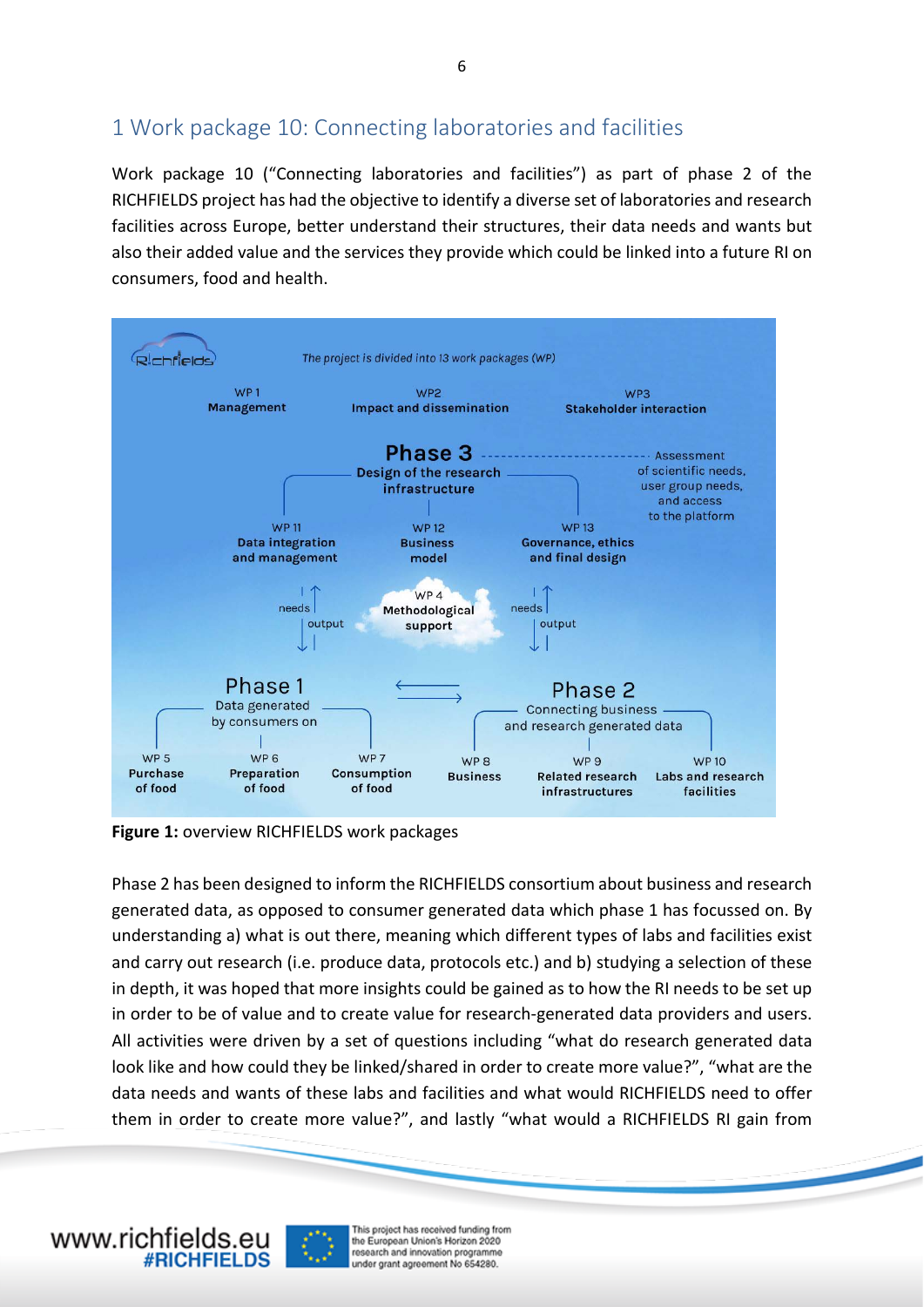# 1 Work package 10: Connecting laboratories and facilities

Work package 10 ("Connecting laboratories and facilities") as part of phase 2 of the RICHFIELDS project has had the objective to identify a diverse set of laboratories and research facilities across Europe, better understand their structures, their data needs and wants but also their added value and the services they provide which could be linked into a future RI on consumers, food and health.

**Figure 1:** overview RICHFIELDS work packages

Phase 2 has been designed to inform the RICHFIELDS consortium about business and research generated data, as opposed to consumer generated data which phase 1 has focussed on. By understanding a) what is out there, meaning which different types of labs and facilities exist and carry out research (i.e. produce data, protocols etc.) and b) studying a selection of these in depth, it was hoped that more insights could be gained as to how the RI needs to be set up in order to be of value and to create value for research-generated data providers and users. All activities were driven by a set of questions including "what do research generated data look like and how could they be linked/shared in order to create more value?", "what are the data needs and wants of these labs and facilities and what would RICHFIELDS need to offer them in order to create more value?", and lastly "what would a RICHFIELDS RI gain from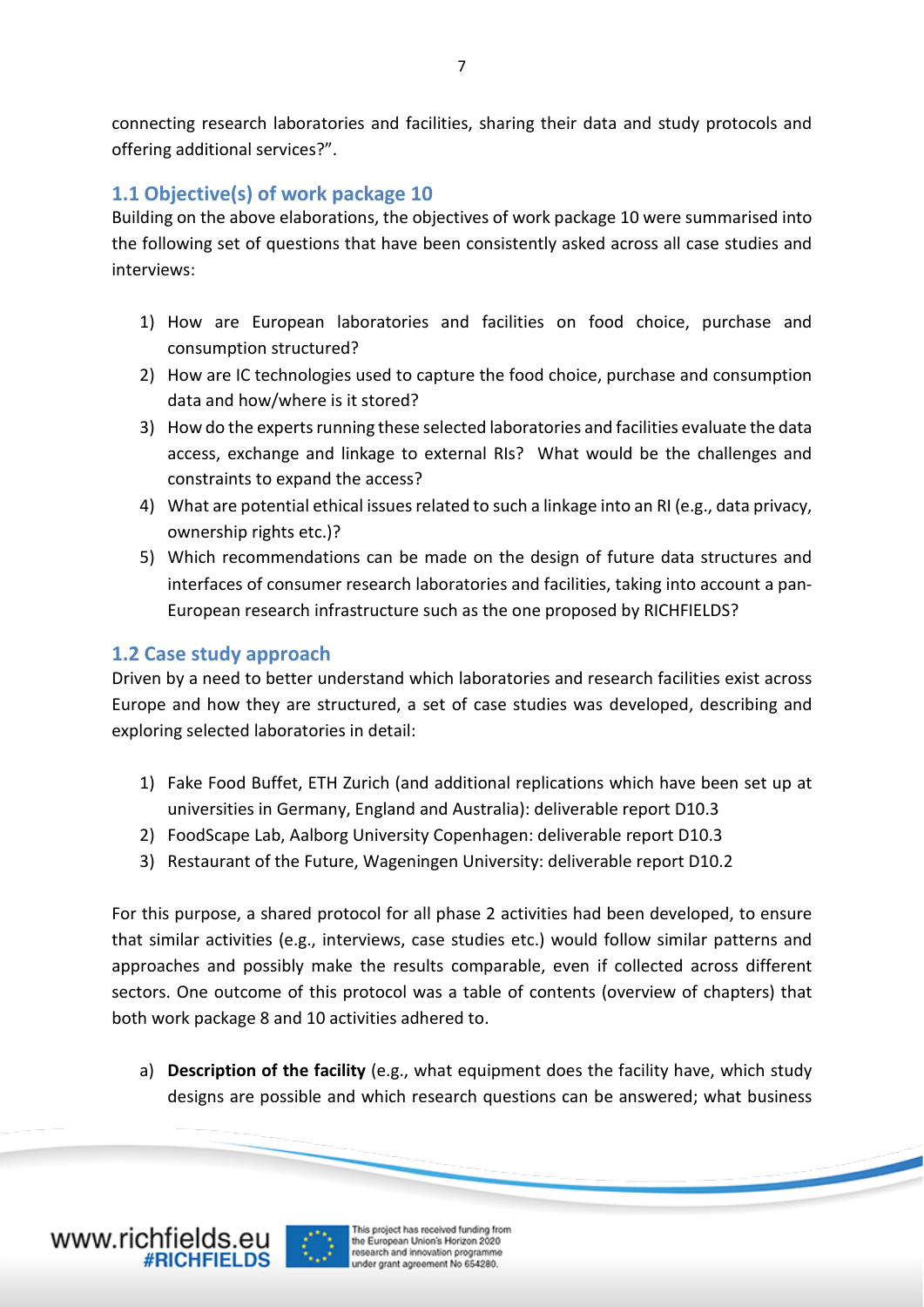connecting research laboratories and facilities, sharing their data and study protocols and offering additional services?".

## 1.1 Objective(s) of work package 10

Building on the above elaborations, the objectives of work package 10 were summarised into the following set of questions that have been consistently asked across all case studies and interviews:

1) How are European laboratories and facilities on food choice, purchase and consumption structured?
2) How are IC technologies used to capture the food choice, purchase and consumption data and how/where is it stored?
3) How do the experts running these selected laboratories and facilities evaluate the data access, exchange and linkage to external RIs? What would be the challenges and constraints to expand the access?
4) What are potential ethical issues related to such a linkage into an RI (e.g., data privacy, ownership rights etc.)?
5) Which recommendations can be made on the design of future data structures and interfaces of consumer research laboratories and facilities, taking into account a pan-European research infrastructure such as the one proposed by RICHFIELDS?

## 1.2 Case study approach

Driven by a need to better understand which laboratories and research facilities exist across Europe and how they are structured, a set of case studies was developed, describing and exploring selected laboratories in detail:

1) Fake Food Buffet, ETH Zurich (and additional replications which have been set up at universities in Germany, England and Australia): deliverable report D10.3
2) FoodScape Lab, Aalborg University Copenhagen: deliverable report D10.3
3) Restaurant of the Future, Wageningen University: deliverable report D10.2

For this purpose, a shared protocol for all phase 2 activities had been developed, to ensure that similar activities (e.g., interviews, case studies etc.) would follow similar patterns and approaches and possibly make the results comparable, even if collected across different sectors. One outcome of this protocol was a table of contents (overview of chapters) that both work package 8 and 10 activities adhered to.

a) **Description of the facility** (e.g., what equipment does the facility have, which study designs are possible and which research questions can be answered; what business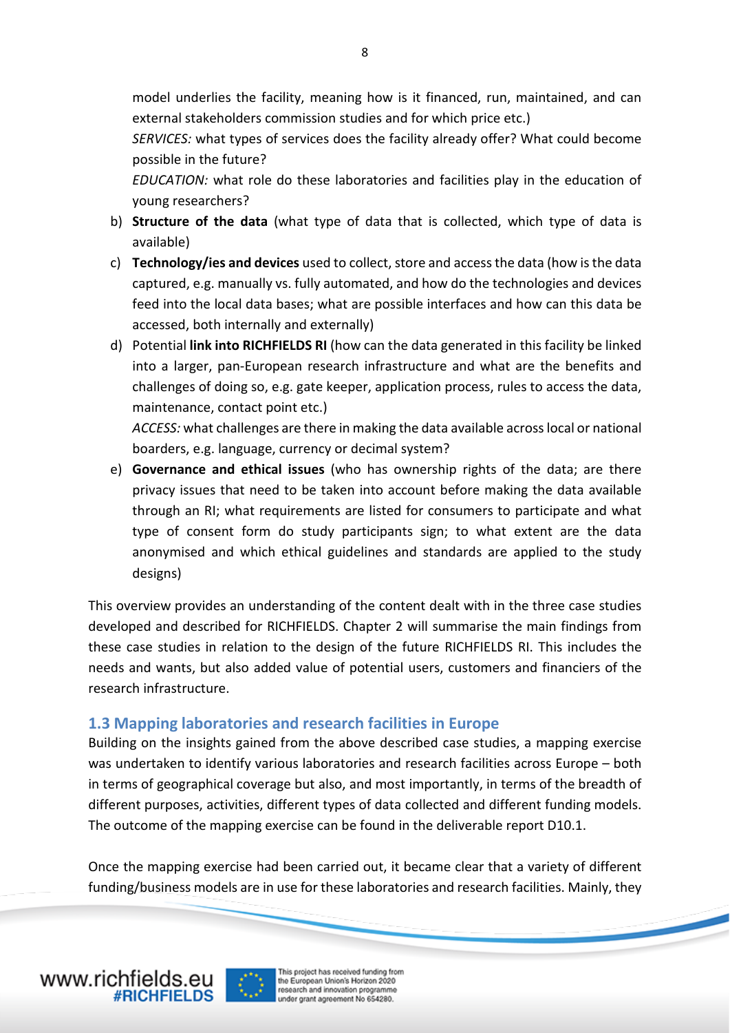model underlies the facility, meaning how is it financed, run, maintained, and can external stakeholders commission studies and for which price etc.)

*SERVICES:* what types of services does the facility already offer? What could become possible in the future?

*EDUCATION:* what role do these laboratories and facilities play in the education of young researchers?

b) **Structure of the data** (what type of data that is collected, which type of data is available)
c) **Technology/ies and devices** used to collect, store and access the data (how is the data captured, e.g. manually vs. fully automated, and how do the technologies and devices feed into the local data bases; what are possible interfaces and how can this data be accessed, both internally and externally)
d) Potential **link into RICHFIELDS RI** (how can the data generated in this facility be linked into a larger, pan-European research infrastructure and what are the benefits and challenges of doing so, e.g. gate keeper, application process, rules to access the data, maintenance, contact point etc.)

   *ACCESS:* what challenges are there in making the data available across local or national boarders, e.g. language, currency or decimal system?
e) **Governance and ethical issues** (who has ownership rights of the data; are there privacy issues that need to be taken into account before making the data available through an RI; what requirements are listed for consumers to participate and what type of consent form do study participants sign; to what extent are the data anonymised and which ethical guidelines and standards are applied to the study designs)

This overview provides an understanding of the content dealt with in the three case studies developed and described for RICHFIELDS. Chapter 2 will summarise the main findings from these case studies in relation to the design of the future RICHFIELDS RI. This includes the needs and wants, but also added value of potential users, customers and financiers of the research infrastructure.

### 1.3 Mapping laboratories and research facilities in Europe

Building on the insights gained from the above described case studies, a mapping exercise was undertaken to identify various laboratories and research facilities across Europe – both in terms of geographical coverage but also, and most importantly, in terms of the breadth of different purposes, activities, different types of data collected and different funding models. The outcome of the mapping exercise can be found in the deliverable report D10.1.

Once the mapping exercise had been carried out, it became clear that a variety of different funding/business models are in use for these laboratories and research facilities. Mainly, they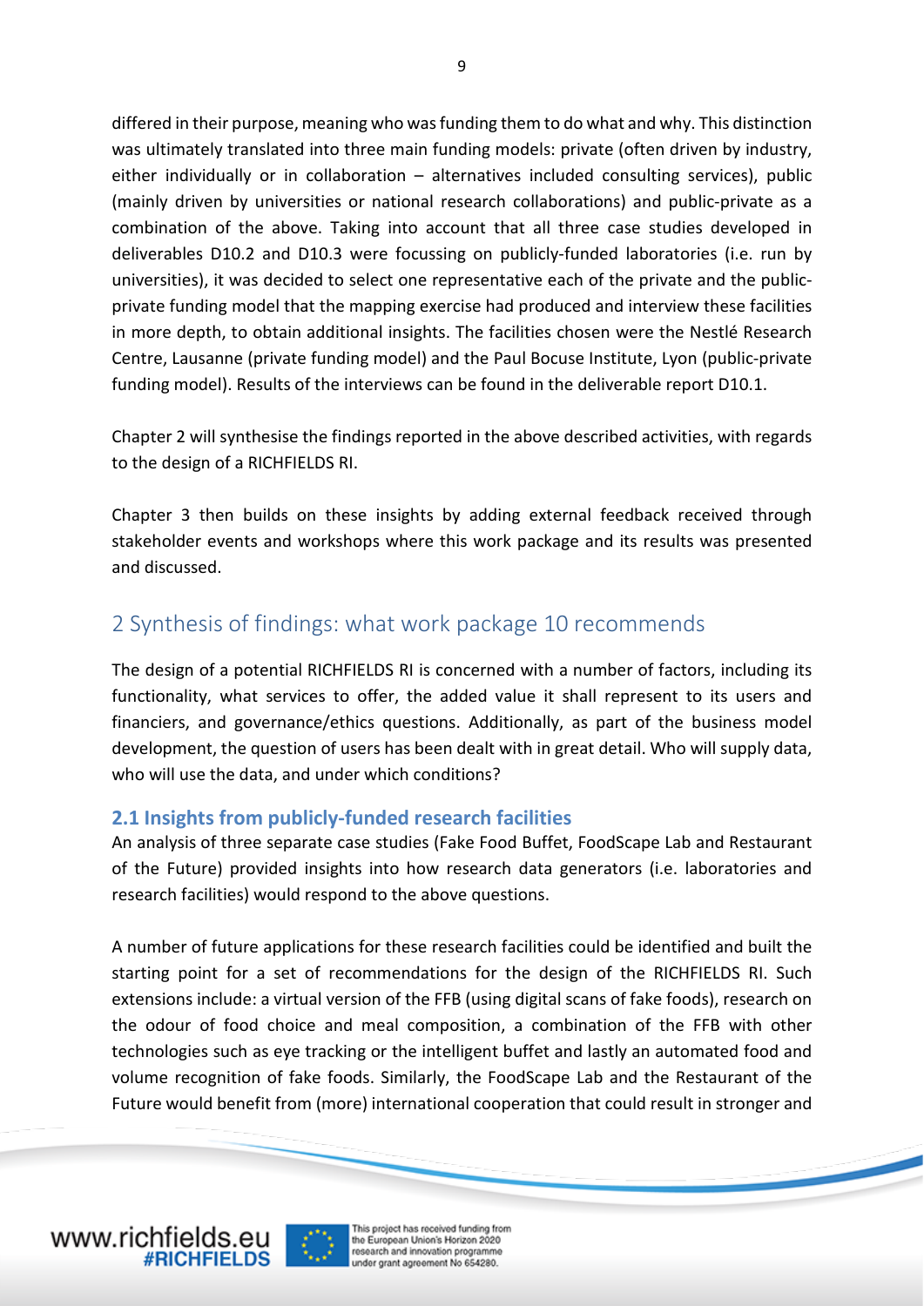differed in their purpose, meaning who was funding them to do what and why. This distinction was ultimately translated into three main funding models: private (often driven by industry, either individually or in collaboration – alternatives included consulting services), public (mainly driven by universities or national research collaborations) and public-private as a combination of the above. Taking into account that all three case studies developed in deliverables D10.2 and D10.3 were focussing on publicly-funded laboratories (i.e. run by universities), it was decided to select one representative each of the private and the public-private funding model that the mapping exercise had produced and interview these facilities in more depth, to obtain additional insights. The facilities chosen were the Nestlé Research Centre, Lausanne (private funding model) and the Paul Bocuse Institute, Lyon (public-private funding model). Results of the interviews can be found in the deliverable report D10.1.

Chapter 2 will synthesise the findings reported in the above described activities, with regards to the design of a RICHFIELDS RI.

Chapter 3 then builds on these insights by adding external feedback received through stakeholder events and workshops where this work package and its results was presented and discussed.

# 2 Synthesis of findings: what work package 10 recommends

The design of a potential RICHFIELDS RI is concerned with a number of factors, including its functionality, what services to offer, the added value it shall represent to its users and financiers, and governance/ethics questions. Additionally, as part of the business model development, the question of users has been dealt with in great detail. Who will supply data, who will use the data, and under which conditions?

## 2.1 Insights from publicly-funded research facilities

An analysis of three separate case studies (Fake Food Buffet, FoodScape Lab and Restaurant of the Future) provided insights into how research data generators (i.e. laboratories and research facilities) would respond to the above questions.

A number of future applications for these research facilities could be identified and built the starting point for a set of recommendations for the design of the RICHFIELDS RI. Such extensions include: a virtual version of the FFB (using digital scans of fake foods), research on the odour of food choice and meal composition, a combination of the FFB with other technologies such as eye tracking or the intelligent buffet and lastly an automated food and volume recognition of fake foods. Similarly, the FoodScape Lab and the Restaurant of the Future would benefit from (more) international cooperation that could result in stronger and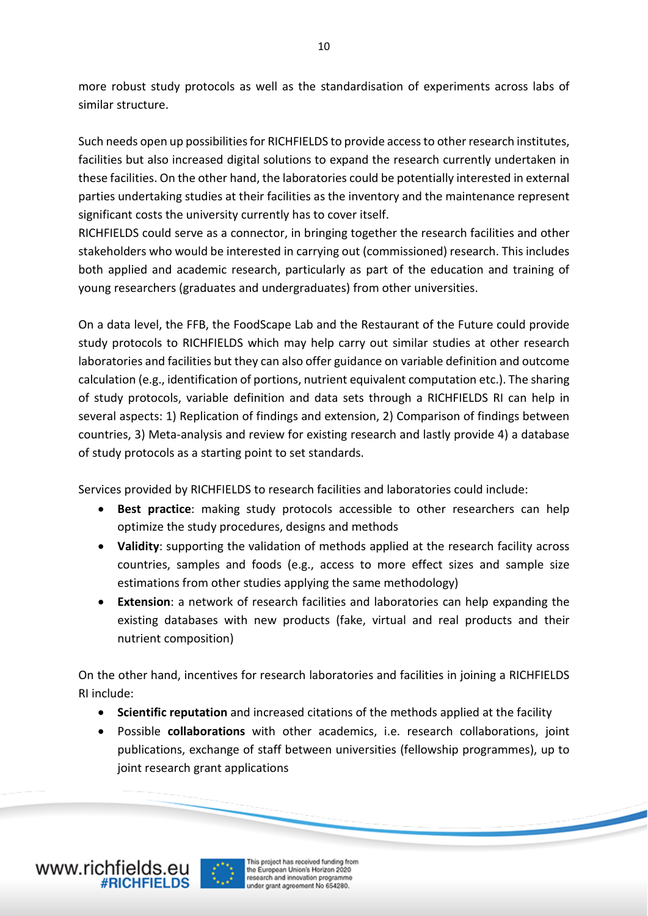more robust study protocols as well as the standardisation of experiments across labs of similar structure.

Such needs open up possibilities for RICHFIELDS to provide access to other research institutes, facilities but also increased digital solutions to expand the research currently undertaken in these facilities. On the other hand, the laboratories could be potentially interested in external parties undertaking studies at their facilities as the inventory and the maintenance represent significant costs the university currently has to cover itself.
RICHFIELDS could serve as a connector, in bringing together the research facilities and other stakeholders who would be interested in carrying out (commissioned) research. This includes both applied and academic research, particularly as part of the education and training of young researchers (graduates and undergraduates) from other universities.

On a data level, the FFB, the FoodScape Lab and the Restaurant of the Future could provide study protocols to RICHFIELDS which may help carry out similar studies at other research laboratories and facilities but they can also offer guidance on variable definition and outcome calculation (e.g., identification of portions, nutrient equivalent computation etc.). The sharing of study protocols, variable definition and data sets through a RICHFIELDS RI can help in several aspects: 1) Replication of findings and extension, 2) Comparison of findings between countries, 3) Meta-analysis and review for existing research and lastly provide 4) a database of study protocols as a starting point to set standards.

Services provided by RICHFIELDS to research facilities and laboratories could include:

- **Best practice**: making study protocols accessible to other researchers can help optimize the study procedures, designs and methods
- **Validity**: supporting the validation of methods applied at the research facility across countries, samples and foods (e.g., access to more effect sizes and sample size estimations from other studies applying the same methodology)
- **Extension**: a network of research facilities and laboratories can help expanding the existing databases with new products (fake, virtual and real products and their nutrient composition)

On the other hand, incentives for research laboratories and facilities in joining a RICHFIELDS RI include:

- **Scientific reputation** and increased citations of the methods applied at the facility
- Possible **collaborations** with other academics, i.e. research collaborations, joint publications, exchange of staff between universities (fellowship programmes), up to joint research grant applications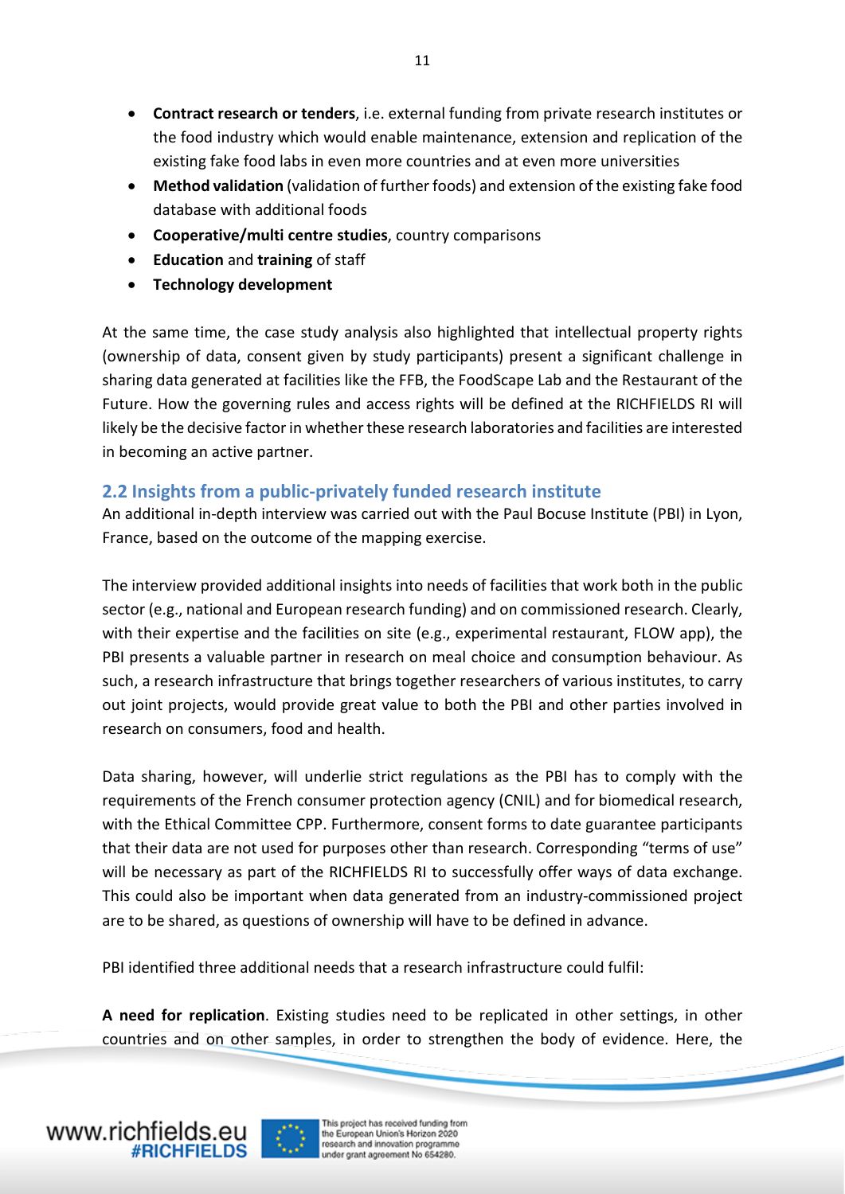- **Contract research or tenders**, i.e. external funding from private research institutes or the food industry which would enable maintenance, extension and replication of the existing fake food labs in even more countries and at even more universities
- **Method validation** (validation of further foods) and extension of the existing fake food database with additional foods
- **Cooperative/multi centre studies**, country comparisons
- **Education** and **training** of staff
- **Technology development**

At the same time, the case study analysis also highlighted that intellectual property rights (ownership of data, consent given by study participants) present a significant challenge in sharing data generated at facilities like the FFB, the FoodScape Lab and the Restaurant of the Future. How the governing rules and access rights will be defined at the RICHFIELDS RI will likely be the decisive factor in whether these research laboratories and facilities are interested in becoming an active partner.

## 2.2 Insights from a public-privately funded research institute

An additional in-depth interview was carried out with the Paul Bocuse Institute (PBI) in Lyon, France, based on the outcome of the mapping exercise.

The interview provided additional insights into needs of facilities that work both in the public sector (e.g., national and European research funding) and on commissioned research. Clearly, with their expertise and the facilities on site (e.g., experimental restaurant, FLOW app), the PBI presents a valuable partner in research on meal choice and consumption behaviour. As such, a research infrastructure that brings together researchers of various institutes, to carry out joint projects, would provide great value to both the PBI and other parties involved in research on consumers, food and health.

Data sharing, however, will underlie strict regulations as the PBI has to comply with the requirements of the French consumer protection agency (CNIL) and for biomedical research, with the Ethical Committee CPP. Furthermore, consent forms to date guarantee participants that their data are not used for purposes other than research. Corresponding "terms of use" will be necessary as part of the RICHFIELDS RI to successfully offer ways of data exchange. This could also be important when data generated from an industry-commissioned project are to be shared, as questions of ownership will have to be defined in advance.

PBI identified three additional needs that a research infrastructure could fulfil:

**A need for replication**. Existing studies need to be replicated in other settings, in other countries and on other samples, in order to strengthen the body of evidence. Here, the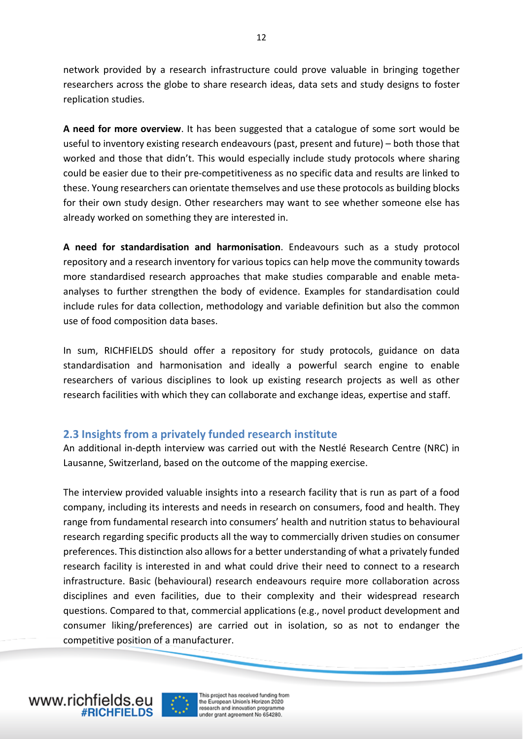network provided by a research infrastructure could prove valuable in bringing together researchers across the globe to share research ideas, data sets and study designs to foster replication studies.

**A need for more overview**. It has been suggested that a catalogue of some sort would be useful to inventory existing research endeavours (past, present and future) – both those that worked and those that didn't. This would especially include study protocols where sharing could be easier due to their pre-competitiveness as no specific data and results are linked to these. Young researchers can orientate themselves and use these protocols as building blocks for their own study design. Other researchers may want to see whether someone else has already worked on something they are interested in.

**A need for standardisation and harmonisation**. Endeavours such as a study protocol repository and a research inventory for various topics can help move the community towards more standardised research approaches that make studies comparable and enable meta-analyses to further strengthen the body of evidence. Examples for standardisation could include rules for data collection, methodology and variable definition but also the common use of food composition data bases.

In sum, RICHFIELDS should offer a repository for study protocols, guidance on data standardisation and harmonisation and ideally a powerful search engine to enable researchers of various disciplines to look up existing research projects as well as other research facilities with which they can collaborate and exchange ideas, expertise and staff.

## 2.3 Insights from a privately funded research institute

An additional in-depth interview was carried out with the Nestlé Research Centre (NRC) in Lausanne, Switzerland, based on the outcome of the mapping exercise.

The interview provided valuable insights into a research facility that is run as part of a food company, including its interests and needs in research on consumers, food and health. They range from fundamental research into consumers' health and nutrition status to behavioural research regarding specific products all the way to commercially driven studies on consumer preferences. This distinction also allows for a better understanding of what a privately funded research facility is interested in and what could drive their need to connect to a research infrastructure. Basic (behavioural) research endeavours require more collaboration across disciplines and even facilities, due to their complexity and their widespread research questions. Compared to that, commercial applications (e.g., novel product development and consumer liking/preferences) are carried out in isolation, so as not to endanger the competitive position of a manufacturer.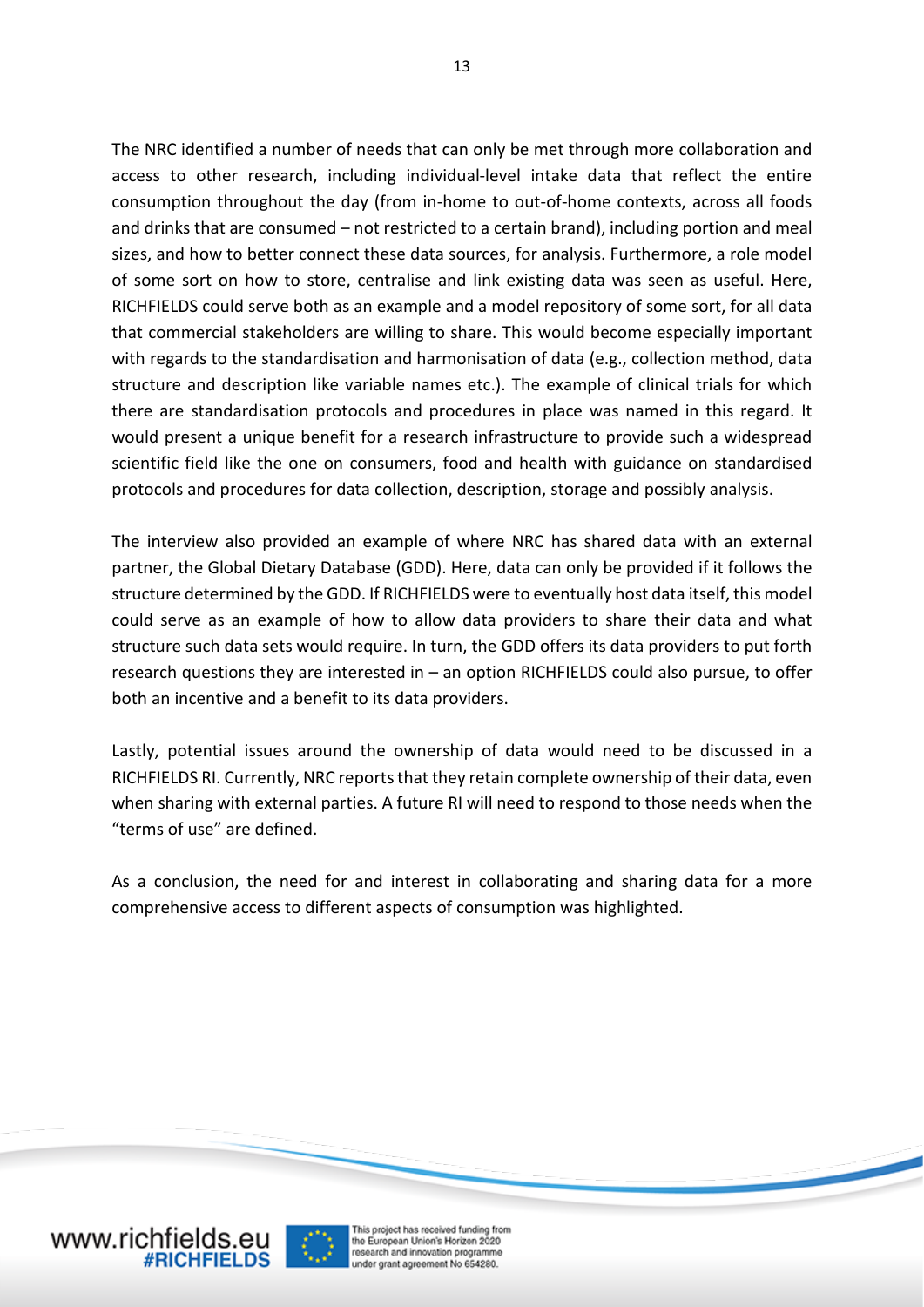The NRC identified a number of needs that can only be met through more collaboration and access to other research, including individual-level intake data that reflect the entire consumption throughout the day (from in-home to out-of-home contexts, across all foods and drinks that are consumed – not restricted to a certain brand), including portion and meal sizes, and how to better connect these data sources, for analysis. Furthermore, a role model of some sort on how to store, centralise and link existing data was seen as useful. Here, RICHFIELDS could serve both as an example and a model repository of some sort, for all data that commercial stakeholders are willing to share. This would become especially important with regards to the standardisation and harmonisation of data (e.g., collection method, data structure and description like variable names etc.). The example of clinical trials for which there are standardisation protocols and procedures in place was named in this regard. It would present a unique benefit for a research infrastructure to provide such a widespread scientific field like the one on consumers, food and health with guidance on standardised protocols and procedures for data collection, description, storage and possibly analysis.

The interview also provided an example of where NRC has shared data with an external partner, the Global Dietary Database (GDD). Here, data can only be provided if it follows the structure determined by the GDD. If RICHFIELDS were to eventually host data itself, this model could serve as an example of how to allow data providers to share their data and what structure such data sets would require. In turn, the GDD offers its data providers to put forth research questions they are interested in – an option RICHFIELDS could also pursue, to offer both an incentive and a benefit to its data providers.

Lastly, potential issues around the ownership of data would need to be discussed in a RICHFIELDS RI. Currently, NRC reports that they retain complete ownership of their data, even when sharing with external parties. A future RI will need to respond to those needs when the "terms of use" are defined.

As a conclusion, the need for and interest in collaborating and sharing data for a more comprehensive access to different aspects of consumption was highlighted.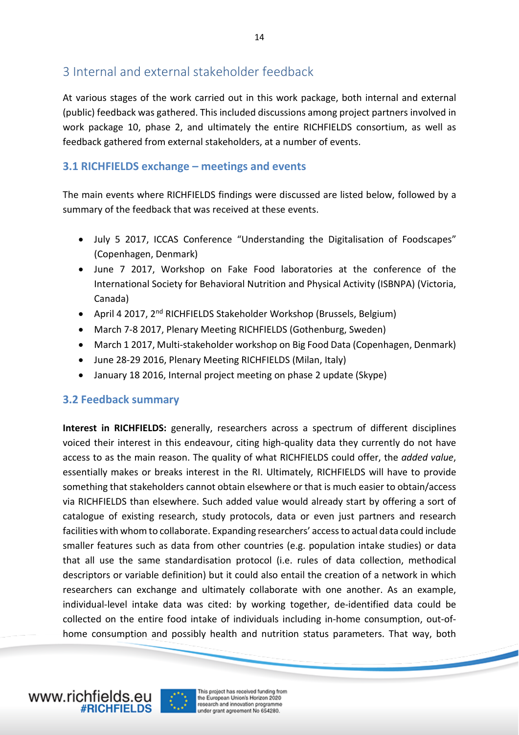# 3 Internal and external stakeholder feedback

At various stages of the work carried out in this work package, both internal and external (public) feedback was gathered. This included discussions among project partners involved in work package 10, phase 2, and ultimately the entire RICHFIELDS consortium, as well as feedback gathered from external stakeholders, at a number of events.

## 3.1 RICHFIELDS exchange – meetings and events

The main events where RICHFIELDS findings were discussed are listed below, followed by a summary of the feedback that was received at these events.

- July 5 2017, ICCAS Conference "Understanding the Digitalisation of Foodscapes" (Copenhagen, Denmark)
- June 7 2017, Workshop on Fake Food laboratories at the conference of the International Society for Behavioral Nutrition and Physical Activity (ISBNPA) (Victoria, Canada)
- April 4 2017, 2nd RICHFIELDS Stakeholder Workshop (Brussels, Belgium)
- March 7-8 2017, Plenary Meeting RICHFIELDS (Gothenburg, Sweden)
- March 1 2017, Multi-stakeholder workshop on Big Food Data (Copenhagen, Denmark)
- June 28-29 2016, Plenary Meeting RICHFIELDS (Milan, Italy)
- January 18 2016, Internal project meeting on phase 2 update (Skype)

## 3.2 Feedback summary

**Interest in RICHFIELDS:** generally, researchers across a spectrum of different disciplines voiced their interest in this endeavour, citing high-quality data they currently do not have access to as the main reason. The quality of what RICHFIELDS could offer, the *added value*, essentially makes or breaks interest in the RI. Ultimately, RICHFIELDS will have to provide something that stakeholders cannot obtain elsewhere or that is much easier to obtain/access via RICHFIELDS than elsewhere. Such added value would already start by offering a sort of catalogue of existing research, study protocols, data or even just partners and research facilities with whom to collaborate. Expanding researchers' access to actual data could include smaller features such as data from other countries (e.g. population intake studies) or data that all use the same standardisation protocol (i.e. rules of data collection, methodical descriptors or variable definition) but it could also entail the creation of a network in which researchers can exchange and ultimately collaborate with one another. As an example, individual-level intake data was cited: by working together, de-identified data could be collected on the entire food intake of individuals including in-home consumption, out-of-home consumption and possibly health and nutrition status parameters. That way, both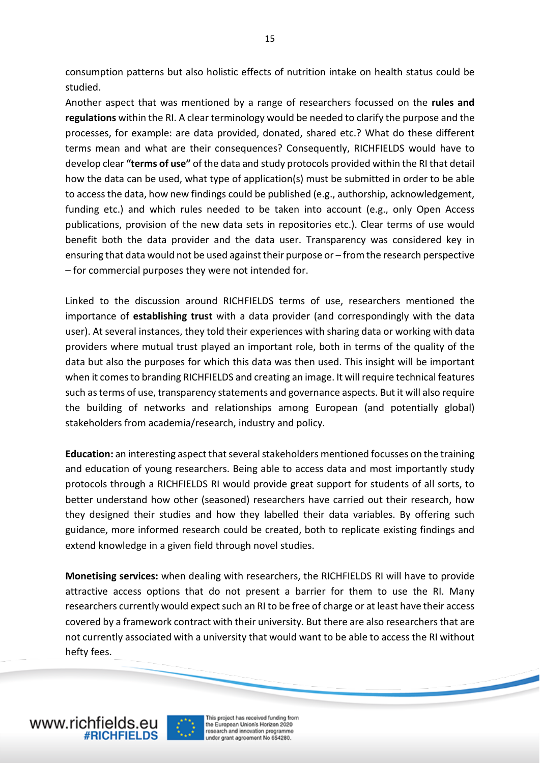consumption patterns but also holistic effects of nutrition intake on health status could be studied.

Another aspect that was mentioned by a range of researchers focussed on the **rules and regulations** within the RI. A clear terminology would be needed to clarify the purpose and the processes, for example: are data provided, donated, shared etc.? What do these different terms mean and what are their consequences? Consequently, RICHFIELDS would have to develop clear **"terms of use"** of the data and study protocols provided within the RI that detail how the data can be used, what type of application(s) must be submitted in order to be able to access the data, how new findings could be published (e.g., authorship, acknowledgement, funding etc.) and which rules needed to be taken into account (e.g., only Open Access publications, provision of the new data sets in repositories etc.). Clear terms of use would benefit both the data provider and the data user. Transparency was considered key in ensuring that data would not be used against their purpose or – from the research perspective – for commercial purposes they were not intended for.

Linked to the discussion around RICHFIELDS terms of use, researchers mentioned the importance of **establishing trust** with a data provider (and correspondingly with the data user). At several instances, they told their experiences with sharing data or working with data providers where mutual trust played an important role, both in terms of the quality of the data but also the purposes for which this data was then used. This insight will be important when it comes to branding RICHFIELDS and creating an image. It will require technical features such as terms of use, transparency statements and governance aspects. But it will also require the building of networks and relationships among European (and potentially global) stakeholders from academia/research, industry and policy.

**Education:** an interesting aspect that several stakeholders mentioned focusses on the training and education of young researchers. Being able to access data and most importantly study protocols through a RICHFIELDS RI would provide great support for students of all sorts, to better understand how other (seasoned) researchers have carried out their research, how they designed their studies and how they labelled their data variables. By offering such guidance, more informed research could be created, both to replicate existing findings and extend knowledge in a given field through novel studies.

**Monetising services:** when dealing with researchers, the RICHFIELDS RI will have to provide attractive access options that do not present a barrier for them to use the RI. Many researchers currently would expect such an RI to be free of charge or at least have their access covered by a framework contract with their university. But there are also researchers that are not currently associated with a university that would want to be able to access the RI without hefty fees.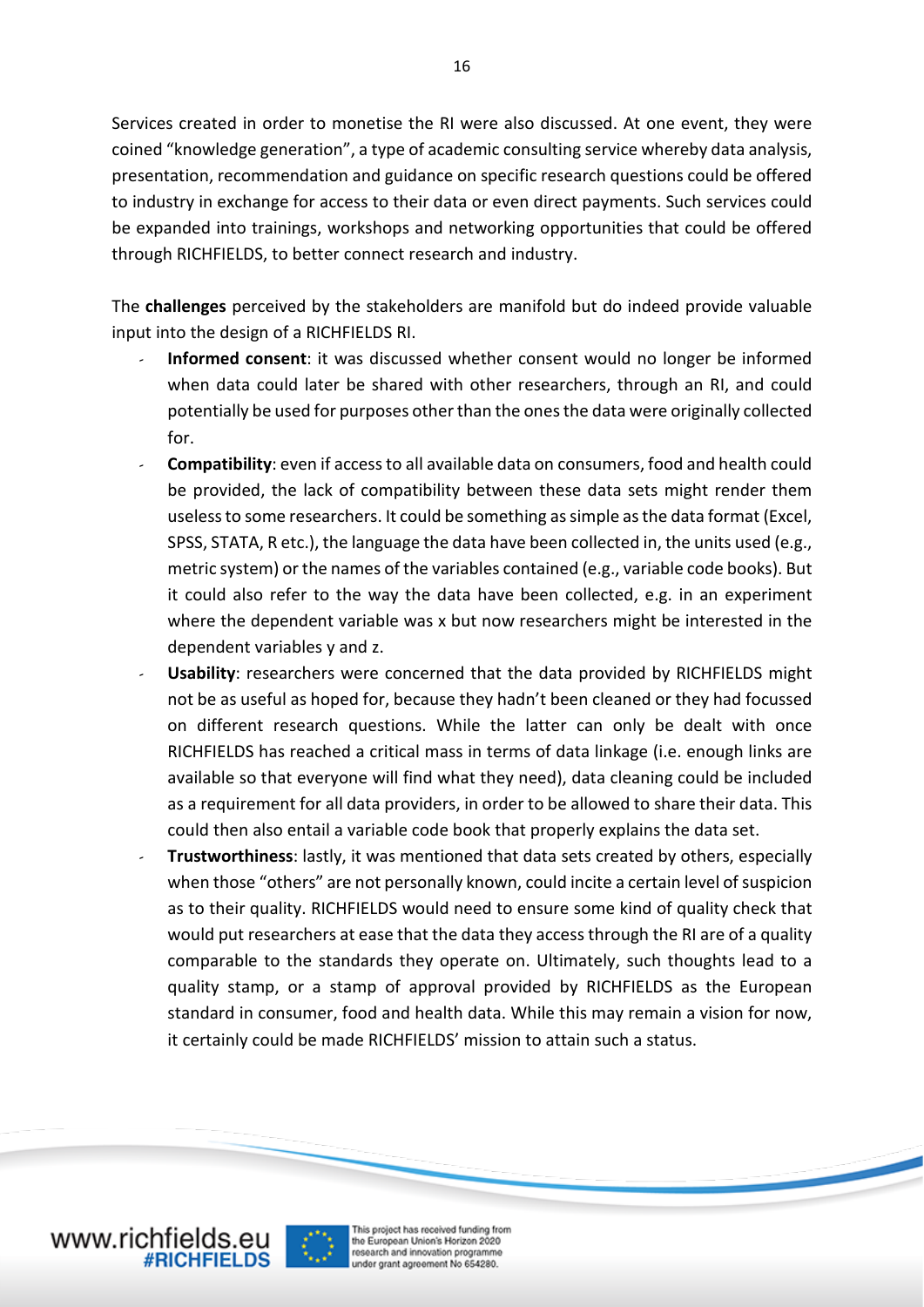Services created in order to monetise the RI were also discussed. At one event, they were coined "knowledge generation", a type of academic consulting service whereby data analysis, presentation, recommendation and guidance on specific research questions could be offered to industry in exchange for access to their data or even direct payments. Such services could be expanded into trainings, workshops and networking opportunities that could be offered through RICHFIELDS, to better connect research and industry.

The **challenges** perceived by the stakeholders are manifold but do indeed provide valuable input into the design of a RICHFIELDS RI.

- **Informed consent**: it was discussed whether consent would no longer be informed when data could later be shared with other researchers, through an RI, and could potentially be used for purposes other than the ones the data were originally collected for.
- **Compatibility**: even if access to all available data on consumers, food and health could be provided, the lack of compatibility between these data sets might render them useless to some researchers. It could be something as simple as the data format (Excel, SPSS, STATA, R etc.), the language the data have been collected in, the units used (e.g., metric system) or the names of the variables contained (e.g., variable code books). But it could also refer to the way the data have been collected, e.g. in an experiment where the dependent variable was x but now researchers might be interested in the dependent variables y and z.
- **Usability**: researchers were concerned that the data provided by RICHFIELDS might not be as useful as hoped for, because they hadn't been cleaned or they had focussed on different research questions. While the latter can only be dealt with once RICHFIELDS has reached a critical mass in terms of data linkage (i.e. enough links are available so that everyone will find what they need), data cleaning could be included as a requirement for all data providers, in order to be allowed to share their data. This could then also entail a variable code book that properly explains the data set.
- **Trustworthiness**: lastly, it was mentioned that data sets created by others, especially when those "others" are not personally known, could incite a certain level of suspicion as to their quality. RICHFIELDS would need to ensure some kind of quality check that would put researchers at ease that the data they access through the RI are of a quality comparable to the standards they operate on. Ultimately, such thoughts lead to a quality stamp, or a stamp of approval provided by RICHFIELDS as the European standard in consumer, food and health data. While this may remain a vision for now, it certainly could be made RICHFIELDS' mission to attain such a status.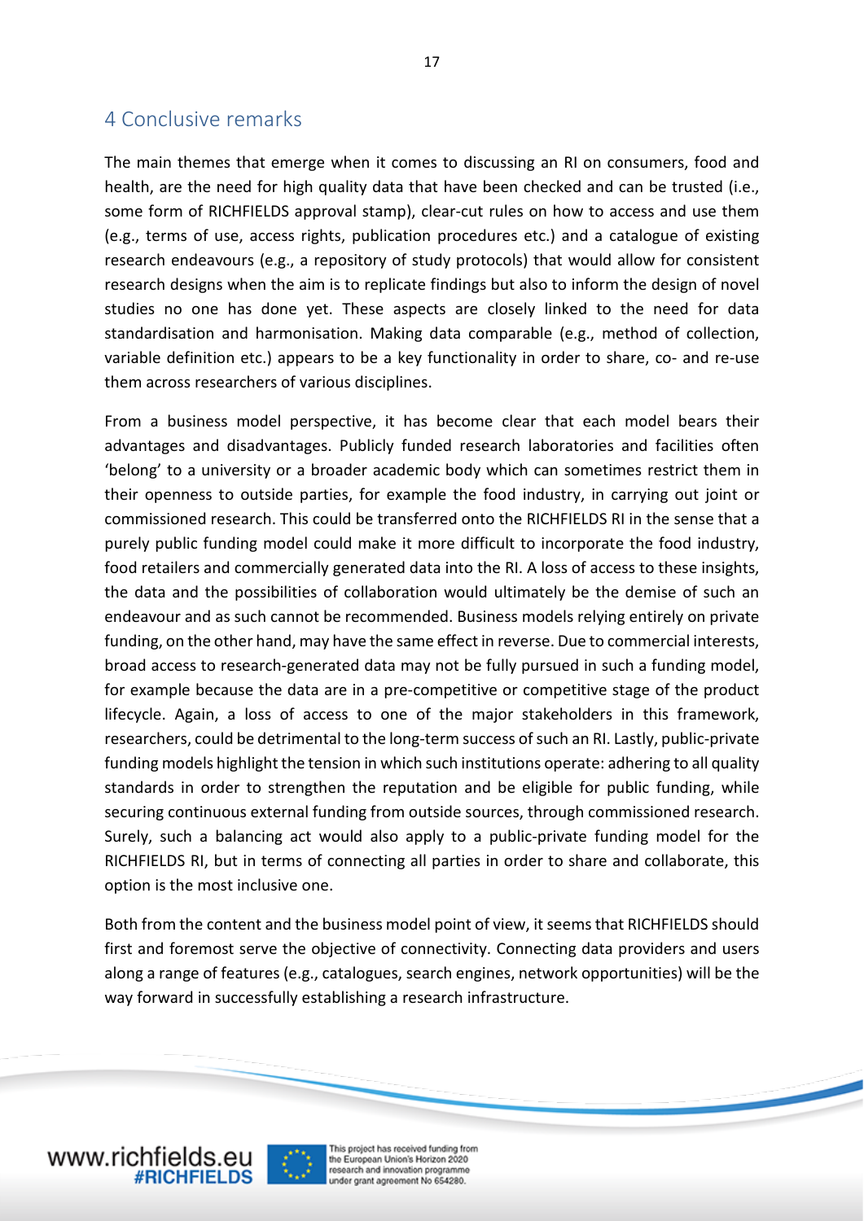## 4 Conclusive remarks

The main themes that emerge when it comes to discussing an RI on consumers, food and health, are the need for high quality data that have been checked and can be trusted (i.e., some form of RICHFIELDS approval stamp), clear-cut rules on how to access and use them (e.g., terms of use, access rights, publication procedures etc.) and a catalogue of existing research endeavours (e.g., a repository of study protocols) that would allow for consistent research designs when the aim is to replicate findings but also to inform the design of novel studies no one has done yet. These aspects are closely linked to the need for data standardisation and harmonisation. Making data comparable (e.g., method of collection, variable definition etc.) appears to be a key functionality in order to share, co- and re-use them across researchers of various disciplines.

From a business model perspective, it has become clear that each model bears their advantages and disadvantages. Publicly funded research laboratories and facilities often 'belong' to a university or a broader academic body which can sometimes restrict them in their openness to outside parties, for example the food industry, in carrying out joint or commissioned research. This could be transferred onto the RICHFIELDS RI in the sense that a purely public funding model could make it more difficult to incorporate the food industry, food retailers and commercially generated data into the RI. A loss of access to these insights, the data and the possibilities of collaboration would ultimately be the demise of such an endeavour and as such cannot be recommended. Business models relying entirely on private funding, on the other hand, may have the same effect in reverse. Due to commercial interests, broad access to research-generated data may not be fully pursued in such a funding model, for example because the data are in a pre-competitive or competitive stage of the product lifecycle. Again, a loss of access to one of the major stakeholders in this framework, researchers, could be detrimental to the long-term success of such an RI. Lastly, public-private funding models highlight the tension in which such institutions operate: adhering to all quality standards in order to strengthen the reputation and be eligible for public funding, while securing continuous external funding from outside sources, through commissioned research. Surely, such a balancing act would also apply to a public-private funding model for the RICHFIELDS RI, but in terms of connecting all parties in order to share and collaborate, this option is the most inclusive one.

Both from the content and the business model point of view, it seems that RICHFIELDS should first and foremost serve the objective of connectivity. Connecting data providers and users along a range of features (e.g., catalogues, search engines, network opportunities) will be the way forward in successfully establishing a research infrastructure.